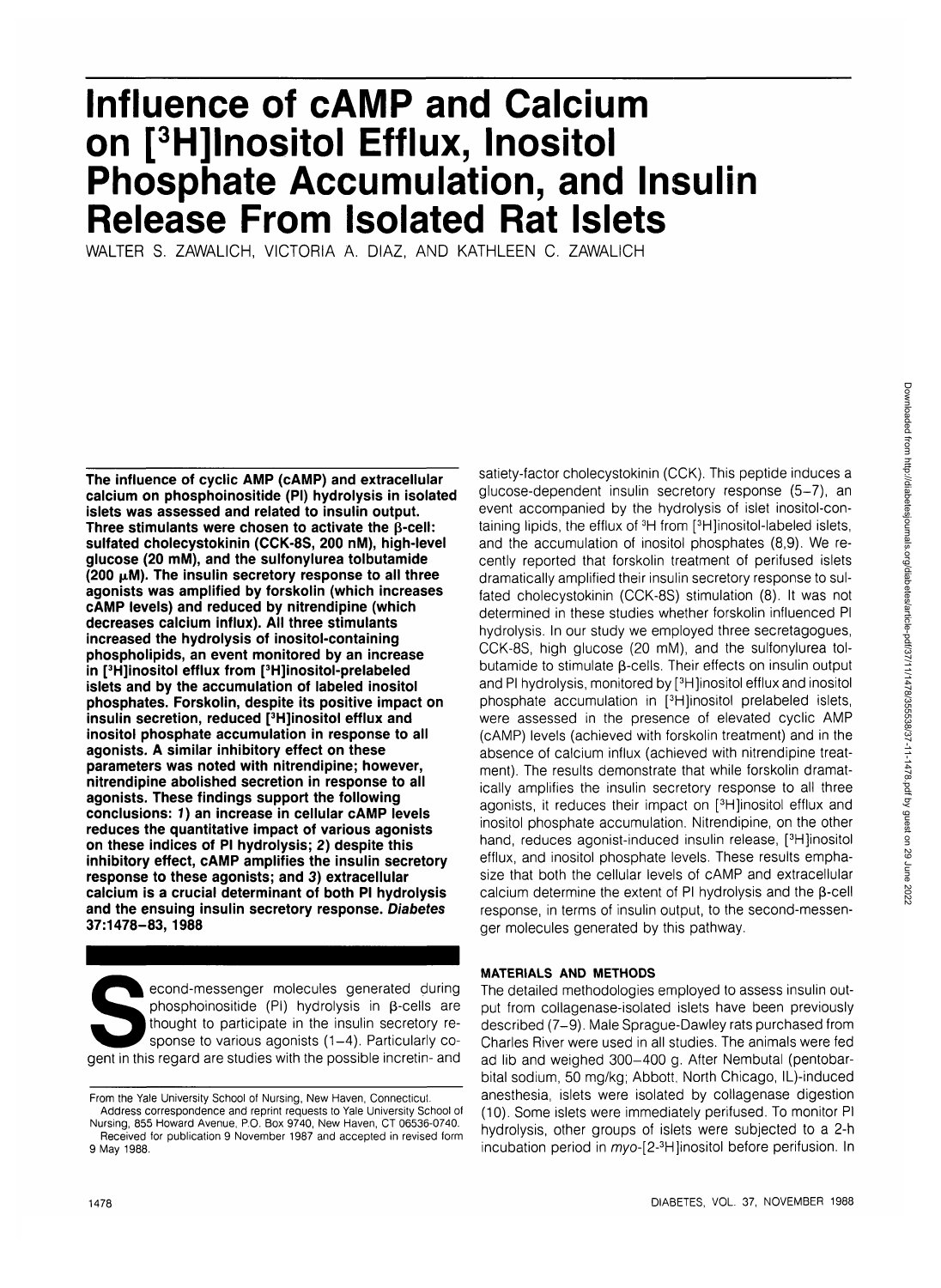# Influence of cAMP and Calcium on [$^3$H]Inositol Efflux, Inositol Phosphate Accumulation, and Insulin Release From Isolated Rat Islets

WALTER S. ZAWALICH, VICTORIA A. DIAZ, AND KATHLEEN C. ZAWALICH

**The influence of cyclic AMP (cAMP) and extracellular calcium on phosphoinositide (PI) hydrolysis in isolated islets was assessed and related to insulin output. Three stimulants were chosen to activate the β-cell: sulfated cholecystokinin (CCK-8S, 200 nM), high-level glucose (20 mM), and the sulfonylurea tolbutamide (200 μM). The insulin secretory response to all three agonists was amplified by forskolin (which increases cAMP levels) and reduced by nitrendipine (which decreases calcium influx). All three stimulants increased the hydrolysis of inositol-containing phospholipids, an event monitored by an increase in [$^3$H]inositol efflux from [$^3$H]inositol-prelabeled islets and by the accumulation of labeled inositol phosphates. Forskolin, despite its positive impact on insulin secretion, reduced [$^3$H]inositol efflux and inositol phosphate accumulation in response to all agonists. A similar inhibitory effect on these parameters was noted with nitrendipine; however, nitrendipine abolished secretion in response to all agonists. These findings support the following conclusions: 1) an increase in cellular cAMP levels reduces the quantitative impact of various agonists on these indices of PI hydrolysis; 2) despite this inhibitory effect, cAMP amplifies the insulin secretory response to these agonists; and 3) extracellular calcium is a crucial determinant of both PI hydrolysis and the ensuing insulin secretory response. *Diabetes* 37:1478–83, 1988**

Second-messenger molecules generated during phosphoinositide (PI) hydrolysis in β-cells are thought to participate in the insulin secretory response to various agonists (1–4). Particularly cogent in this regard are studies with the possible incretin- and satiety-factor cholecystokinin (CCK). This peptide induces a glucose-dependent insulin secretory response (5–7), an event accompanied by the hydrolysis of islet inositol-containing lipids, the efflux of $^3$H from [$^3$H]inositol-labeled islets, and the accumulation of inositol phosphates (8,9). We recently reported that forskolin treatment of perifused islets dramatically amplified their insulin secretory response to sulfated cholecystokinin (CCK-8S) stimulation (8). It was not determined in these studies whether forskolin influenced PI hydrolysis. In our study we employed three secretagogues, CCK-8S, high glucose (20 mM), and the sulfonylurea tolbutamide to stimulate β-cells. Their effects on insulin output and PI hydrolysis, monitored by [$^3$H]inositol efflux and inositol phosphate accumulation in [$^3$H]inositol prelabeled islets, were assessed in the presence of elevated cyclic AMP (cAMP) levels (achieved with forskolin treatment) and in the absence of calcium influx (achieved with nitrendipine treatment). The results demonstrate that while forskolin dramatically amplifies the insulin secretory response to all three agonists, it reduces their impact on [$^3$H]inositol efflux and inositol phosphate accumulation. Nitrendipine, on the other hand, reduces agonist-induced insulin release, [$^3$H]inositol efflux, and inositol phosphate levels. These results emphasize that both the cellular levels of cAMP and extracellular calcium determine the extent of PI hydrolysis and the β-cell response, in terms of insulin output, to the second-messenger molecules generated by this pathway.

From the Yale University School of Nursing, New Haven, Connecticut.

Address correspondence and reprint requests to Yale University School of Nursing, 855 Howard Avenue, P.O. Box 9740, New Haven, CT 06536-0740.

Received for publication 9 November 1987 and accepted in revised form 9 May 1988.

## MATERIALS AND METHODS

The detailed methodologies employed to assess insulin output from collagenase-isolated islets have been previously described (7–9). Male Sprague-Dawley rats purchased from Charles River were used in all studies. The animals were fed ad lib and weighed 300–400 g. After Nembutal (pentobarbital sodium, 50 mg/kg; Abbott, North Chicago, IL)-induced anesthesia, islets were isolated by collagenase digestion (10). Some islets were immediately perifused. To monitor PI hydrolysis, other groups of islets were subjected to a 2-h incubation period in *myo*-[2-$^3$H]inositol before perifusion. In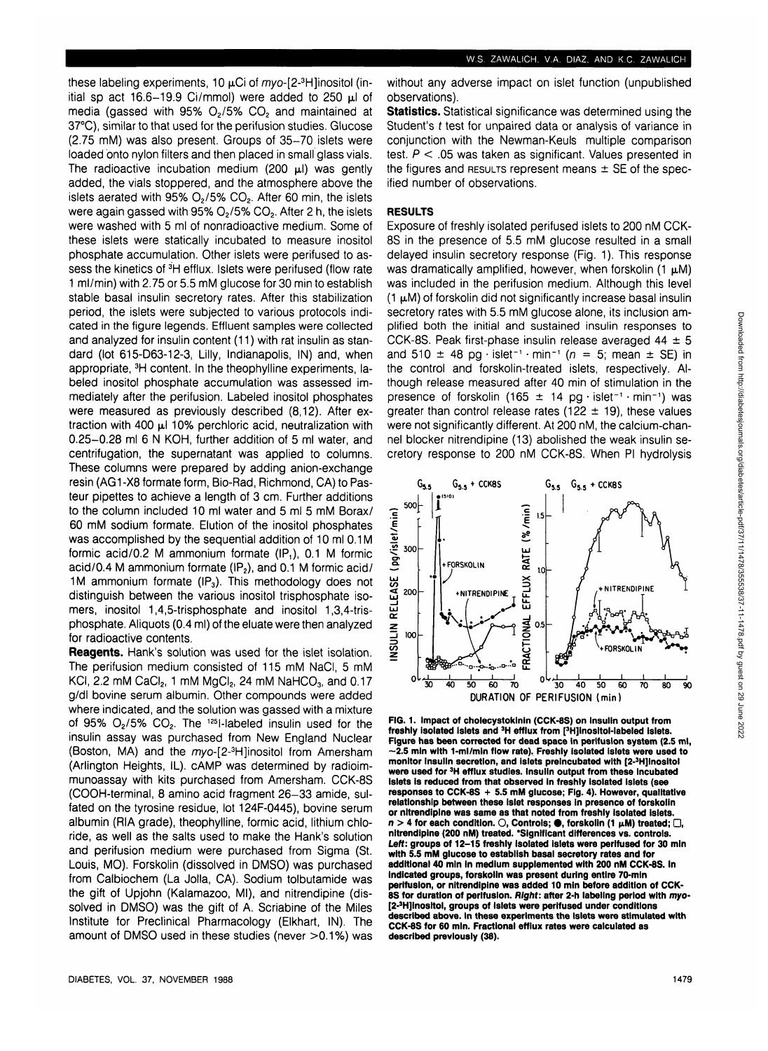these labeling experiments, 10 μCi of *myo*-[2-$^3$H]inositol (initial sp act 16.6–19.9 Ci/mmol) were added to 250 μl of media (gassed with 95% $O_2$/5% $CO_2$ and maintained at 37°C), similar to that used for the perifusion studies. Glucose (2.75 mM) was also present. Groups of 35–70 islets were loaded onto nylon filters and then placed in small glass vials. The radioactive incubation medium (200 μl) was gently added, the vials stoppered, and the atmosphere above the islets aerated with 95% $O_2$/5% $CO_2$. After 60 min, the islets were again gassed with 95% $O_2$/5% $CO_2$. After 2 h, the islets were washed with 5 ml of nonradioactive medium. Some of these islets were statically incubated to measure inositol phosphate accumulation. Other islets were perifused to assess the kinetics of $^3$H efflux. Islets were perifused (flow rate 1 ml/min) with 2.75 or 5.5 mM glucose for 30 min to establish stable basal insulin secretory rates. After this stabilization period, the islets were subjected to various protocols indicated in the figure legends. Effluent samples were collected and analyzed for insulin content (11) with rat insulin as standard (lot 615-D63-12-3, Lilly, Indianapolis, IN) and, when appropriate, $^3$H content. In the theophylline experiments, labeled inositol phosphate accumulation was assessed immediately after the perifusion. Labeled inositol phosphates were measured as previously described (8,12). After extraction with 400 μl 10% perchloric acid, neutralization with 0.25–0.28 ml 6 N KOH, further addition of 5 ml water, and centrifugation, the supernatant was applied to columns. These columns were prepared by adding anion-exchange resin (AG1-X8 formate form, Bio-Rad, Richmond, CA) to Pasteur pipettes to achieve a length of 3 cm. Further additions to the column included 10 ml water and 5 ml 5 mM Borax/60 mM sodium formate. Elution of the inositol phosphates was accomplished by the sequential addition of 10 ml 0.1M formic acid/0.2 M ammonium formate ($IP_1$), 0.1 M formic acid/0.4 M ammonium formate ($IP_2$), and 0.1 M formic acid/1M ammonium formate ($IP_3$). This methodology does not distinguish between the various inositol trisphosphate isomers, inositol 1,4,5-trisphosphate and inositol 1,3,4-trisphosphate. Aliquots (0.4 ml) of the eluate were then analyzed for radioactive contents.

**Reagents.** Hank's solution was used for the islet isolation. The perifusion medium consisted of 115 mM NaCl, 5 mM KCl, 2.2 mM $CaCl_2$, 1 mM $MgCl_2$, 24 mM $NaHCO_3$, and 0.17 g/dl bovine serum albumin. Other compounds were added where indicated, and the solution was gassed with a mixture of 95% $O_2$/5% $CO_2$. The $^{125}$I-labeled insulin used for the insulin assay was purchased from New England Nuclear (Boston, MA) and the *myo*-[2-$^3$H]inositol from Amersham (Arlington Heights, IL). cAMP was determined by radioimmunoassay with kits purchased from Amersham. CCK-8S (COOH-terminal, 8 amino acid fragment 26–33 amide, sulfated on the tyrosine residue, lot 124F-0445), bovine serum albumin (RIA grade), theophylline, formic acid, lithium chloride, as well as the salts used to make the Hank's solution and perifusion medium were purchased from Sigma (St. Louis, MO). Forskolin (dissolved in DMSO) was purchased from Calbiochem (La Jolla, CA). Sodium tolbutamide was the gift of Upjohn (Kalamazoo, MI), and nitrendipine (dissolved in DMSO) was the gift of A. Scriabine of the Miles Institute for Preclinical Pharmacology (Elkhart, IN). The amount of DMSO used in these studies (never >0.1%) was without any adverse impact on islet function (unpublished observations).

**Statistics.** Statistical significance was determined using the Student's *t* test for unpaired data or analysis of variance in conjunction with the Newman-Keuls multiple comparison test. $P < .05$ was taken as significant. Values presented in the figures and RESULTS represent means ± SE of the specified number of observations.

## RESULTS

Exposure of freshly isolated perifused islets to 200 nM CCK-8S in the presence of 5.5 mM glucose resulted in a small delayed insulin secretory response (Fig. 1). This response was dramatically amplified, however, when forskolin (1 μM) was included in the perifusion medium. Although this level (1 μM) of forskolin did not significantly increase basal insulin secretory rates with 5.5 mM glucose alone, its inclusion amplified both the initial and sustained insulin responses to CCK-8S. Peak first-phase insulin release averaged 44 ± 5 and 510 ± 48 pg · islet$^{-1}$ · min$^{-1}$ ($n$ = 5; mean ± SE) in the control and forskolin-treated islets, respectively. Although release measured after 40 min of stimulation in the presence of forskolin (165 ± 14 pg · islet$^{-1}$ · min$^{-1}$) was greater than control release rates (122 ± 19), these values were not significantly different. At 200 nM, the calcium-channel blocker nitrendipine (13) abolished the weak insulin secretory response to 200 nM CCK-8S. When PI hydrolysis

**FIG. 1. Impact of cholecystokinin (CCK-8S) on insulin output from freshly isolated islets and $^3$H efflux from [$^3$H]inositol-labeled islets. Figure has been corrected for dead space in perifusion system (2.5 ml, ~2.5 min with 1-ml/min flow rate). Freshly isolated islets were used to monitor insulin secretion, and islets preincubated with [2-$^3$H]inositol were used for $^3$H efflux studies. Insulin output from these incubated islets is reduced from that observed in freshly isolated islets (see responses to CCK-8S + 5.5 mM glucose; Fig. 4). However, qualitative relationship between these islet responses in presence of forskolin or nitrendipine was same as that noted from freshly isolated islets. $n$ > 4 for each condition. ○, Controls; ●, forskolin (1 μM) treated; □, nitrendipine (200 nM) treated. \*Significant differences vs. controls. *Left*: groups of 12–15 freshly isolated islets were perifused for 30 min with 5.5 mM glucose to establish basal secretory rates and for additional 40 min in medium supplemented with 200 nM CCK-8S. In indicated groups, forskolin was present during entire 70-min perifusion, or nitrendipine was added 10 min before addition of CCK-8S for duration of perifusion. *Right*: after 2-h labeling period with *myo*-[2-$^3$H]inositol, groups of islets were perifused under conditions described above. In these experiments the islets were stimulated with CCK-8S for 60 min. Fractional efflux rates were calculated as described previously (38).**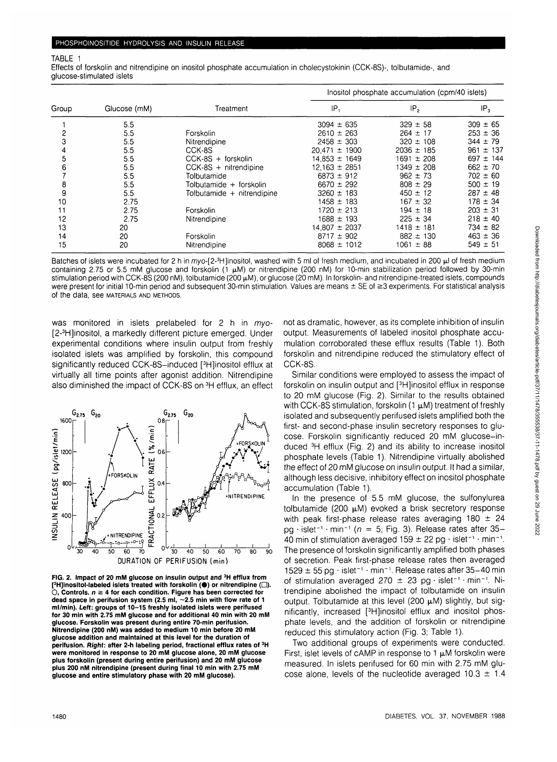TABLE 1

Effects of forskolin and nitrendipine on inositol phosphate accumulation in cholecystokinin (CCK-8S)-, tolbutamide-, and glucose-stimulated islets

| Group | Glucose (mM) | Treatment | Inositol phosphate accumulation (cpm/40 islets) | | |
|---|---|---|---|---|---|
| | | | $IP_1$ | $IP_2$ | $IP_3$ |
| 1 | 5.5 | | 3094 ± 635 | 329 ± 58 | 309 ± 65 |
| 2 | 5.5 | Forskolin | 2610 ± 263 | 264 ± 17 | 253 ± 36 |
| 3 | 5.5 | Nitrendipine | 2458 ± 303 | 320 ± 108 | 344 ± 79 |
| 4 | 5.5 | CCK-8S | 20,471 ± 1900 | 2036 ± 185 | 961 ± 137 |
| 5 | 5.5 | CCK-8S + forskolin | 14,853 ± 1649 | 1691 ± 208 | 697 ± 144 |
| 6 | 5.5 | CCK-8S + nitrendipine | 12,163 ± 2851 | 1349 ± 208 | 662 ± 70 |
| 7 | 5.5 | Tolbutamide | 6873 ± 912 | 962 ± 73 | 702 ± 60 |
| 8 | 5.5 | Tolbutamide + forskolin | 6670 ± 292 | 808 ± 29 | 500 ± 19 |
| 9 | 5.5 | Tolbutamide + nitrendipine | 3260 ± 183 | 450 ± 12 | 287 ± 48 |
| 10 | 2.75 | | 1458 ± 183 | 167 ± 32 | 178 ± 34 |
| 11 | 2.75 | Forskolin | 1720 ± 213 | 194 ± 18 | 203 ± 31 |
| 12 | 2.75 | Nitrendipine | 1688 ± 193 | 225 ± 34 | 218 ± 40 |
| 13 | 20 | | 14,807 ± 2037 | 1418 ± 181 | 734 ± 82 |
| 14 | 20 | Forskolin | 8717 ± 902 | 882 ± 130 | 463 ± 36 |
| 15 | 20 | Nitrendipine | 8068 ± 1012 | 1061 ± 88 | 549 ± 51 |

Batches of islets were incubated for 2 h in *myo*-[2-$^3$H]inositol, washed with 5 ml of fresh medium, and incubated in 200 μl of fresh medium containing 2.75 or 5.5 mM glucose and forskolin (1 μM) or nitrendipine (200 nM) for 10-min stabilization period followed by 30-min stimulation period with CCK-8S (200 nM), tolbutamide (200 μM), or glucose (20 mM). In forskolin- and nitrendipine-treated islets, compounds were present for initial 10-min period and subsequent 30-min stimulation. Values are means ± SE of ≥3 experiments. For statistical analysis of the data, see MATERIALS AND METHODS.

was monitored in islets prelabeled for 2 h in *myo*-[2-$^3$H]inositol, a markedly different picture emerged. Under experimental conditions where insulin output from freshly isolated islets was amplified by forskolin, this compound significantly reduced CCK-8S–induced [$^3$H]inositol efflux at virtually all time points after agonist addition. Nitrendipine also diminished the impact of CCK-8S on $^3$H efflux, an effect not as dramatic, however, as its complete inhibition of insulin output. Measurements of labeled inositol phosphate accumulation corroborated these efflux results (Table 1). Both forskolin and nitrendipine reduced the stimulatory effect of CCK-8S.

**FIG. 2. Impact of 20 mM glucose on insulin output and $^3$H efflux from [$^3$H]inositol-labeled islets treated with forskolin (●) or nitrendipine (□). ○, Controls. $n$ ≥ 4 for each condition. Figure has been corrected for dead space in perifusion system (2.5 ml, ~2.5 min with flow rate of 1 ml/min). *Left*: groups of 10–15 freshly isolated islets were perifused for 30 min with 2.75 mM glucose and for additional 40 min with 20 mM glucose. Forskolin was present during entire 70-min perifusion. Nitrendipine (200 nM) was added to medium 10 min before 20 mM glucose addition and maintained at this level for the duration of perifusion. *Right*: after 2-h labeling period, fractional efflux rates of $^3$H were monitored in response to 20 mM glucose alone, 20 mM glucose plus forskolin (present during entire perifusion) and 20 mM glucose plus 200 nM nitrendipine (present during final 10 min with 2.75 mM glucose and entire stimulatory phase with 20 mM glucose).**

Similar conditions were employed to assess the impact of forskolin on insulin output and [$^3$H]inositol efflux in response to 20 mM glucose (Fig. 2). Similar to the results obtained with CCK-8S stimulation, forskolin (1 μM) treatment of freshly isolated and subsequently perifused islets amplified both the first- and second-phase insulin secretory responses to glucose. Forskolin significantly reduced 20 mM glucose–induced $^3$H efflux (Fig. 2) and its ability to increase inositol phosphate levels (Table 1). Nitrendipine virtually abolished the effect of 20 mM glucose on insulin output. It had a similar, although less decisive, inhibitory effect on inositol phosphate accumulation (Table 1).

In the presence of 5.5 mM glucose, the sulfonylurea tolbutamide (200 μM) evoked a brisk secretory response with peak first-phase release rates averaging 180 ± 24 pg · islet$^{-1}$ · min$^{-1}$ ($n$ = 5; Fig. 3). Release rates after 35–40 min of stimulation averaged 159 ± 22 pg · islet$^{-1}$ · min$^{-1}$. The presence of forskolin significantly amplified both phases of secretion. Peak first-phase release rates then averaged 1529 ± 55 pg · islet$^{-1}$ · min$^{-1}$. Release rates after 35–40 min of stimulation averaged 270 ± 23 pg · islet$^{-1}$ · min$^{-1}$. Nitrendipine abolished the impact of tolbutamide on insulin output. Tolbutamide at this level (200 μM) slightly, but significantly, increased [$^3$H]inositol efflux and inositol phosphate levels, and the addition of forskolin or nitrendipine reduced this stimulatory action (Fig. 3; Table 1).

Two additional groups of experiments were conducted. First, islet levels of cAMP in response to 1 μM forskolin were measured. In islets perifused for 60 min with 2.75 mM glucose alone, levels of the nucleotide averaged 10.3 ± 1.4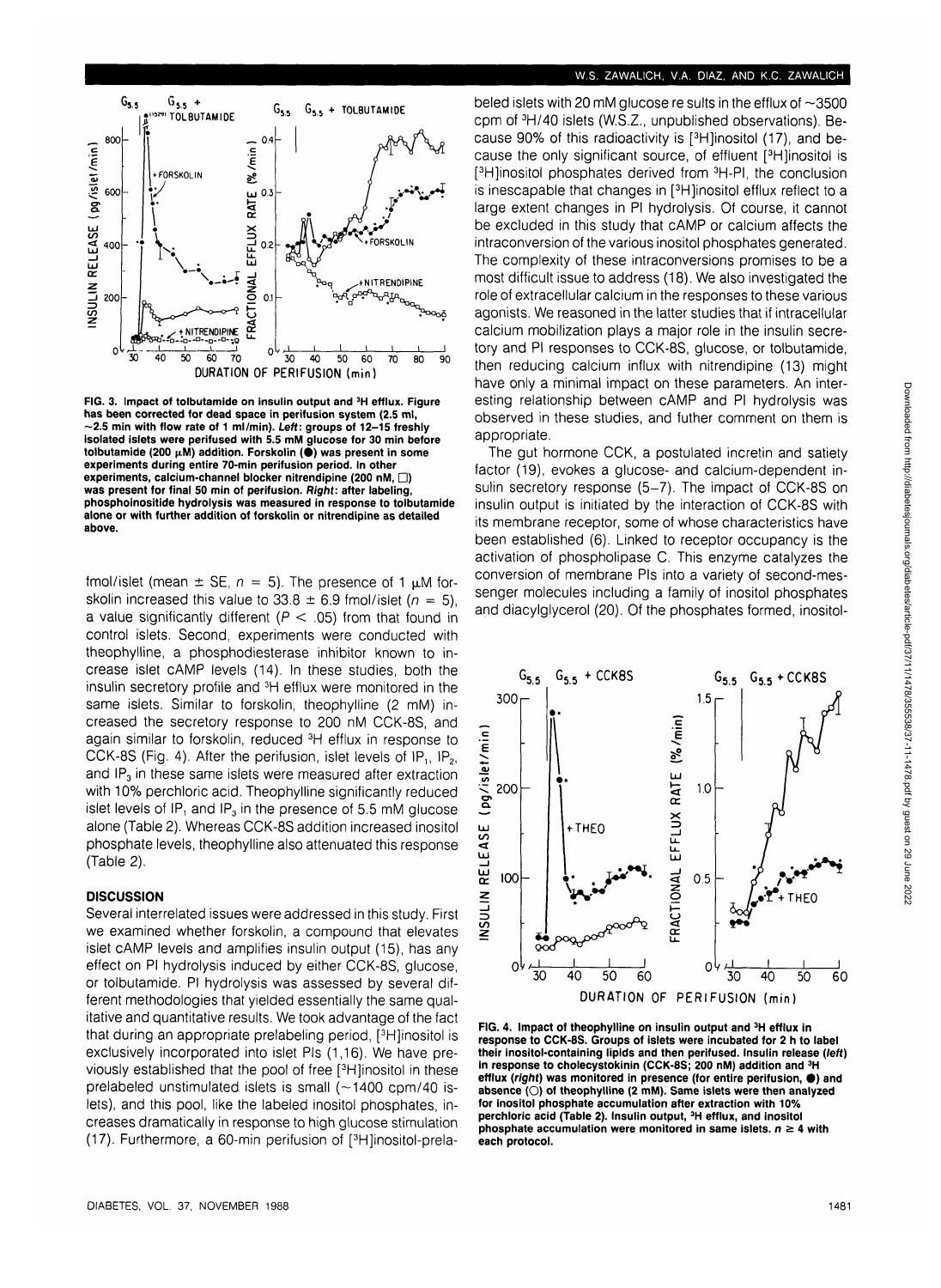FIG. 3. Impact of tolbutamide on insulin output and ³H efflux. Figure has been corrected for dead space in perifusion system (2.5 ml, ~2.5 min with flow rate of 1 ml/min). *Left*: groups of 12–15 freshly isolated islets were perifused with 5.5 mM glucose for 30 min before tolbutamide (200 μM) addition. Forskolin (●) was present in some experiments during entire 70-min perifusion period. In other experiments, calcium-channel blocker nitrendipine (200 nM, □) was present for final 50 min of perifusion. *Right*: after labeling, phosphoinositide hydrolysis was measured in response to tolbutamide alone or with further addition of forskolin or nitrendipine as detailed above.

fmol/islet (mean ± SE, $n = 5$). The presence of 1 μM forskolin increased this value to 33.8 ± 6.9 fmol/islet ($n = 5$), a value significantly different ($P < .05$) from that found in control islets. Second, experiments were conducted with theophylline, a phosphodiesterase inhibitor known to increase islet cAMP levels (14). In these studies, both the insulin secretory profile and ³H efflux were monitored in the same islets. Similar to forskolin, theophylline (2 mM) increased the secretory response to 200 nM CCK-8S, and again similar to forskolin, reduced ³H efflux in response to CCK-8S (Fig. 4). After the perifusion, islet levels of $IP_1$, $IP_2$, and $IP_3$ in these same islets were measured after extraction with 10% perchloric acid. Theophylline significantly reduced islet levels of $IP_1$ and $IP_3$ in the presence of 5.5 mM glucose alone (Table 2). Whereas CCK-8S addition increased inositol phosphate levels, theophylline also attenuated this response (Table 2).

## DISCUSSION

Several interrelated issues were addressed in this study. First we examined whether forskolin, a compound that elevates islet cAMP levels and amplifies insulin output (15), has any effect on PI hydrolysis induced by either CCK-8S, glucose, or tolbutamide. PI hydrolysis was assessed by several different methodologies that yielded essentially the same qualitative and quantitative results. We took advantage of the fact that during an appropriate prelabeling period, [³H]inositol is exclusively incorporated into islet PIs (1,16). We have previously established that the pool of free [³H]inositol in these prelabeled unstimulated islets is small (~1400 cpm/40 islets), and this pool, like the labeled inositol phosphates, increases dramatically in response to high glucose stimulation (17). Furthermore, a 60-min perifusion of [³H]inositol-prelabeled islets with 20 mM glucose re sults in the efflux of ~3500 cpm of ³H/40 islets (W.S.Z., unpublished observations). Because 90% of this radioactivity is [³H]inositol (17), and because the only significant source, of effluent [³H]inositol is [³H]inositol phosphates derived from ³H-PI, the conclusion is inescapable that changes in [³H]inositol efflux reflect to a large extent changes in PI hydrolysis. Of course, it cannot be excluded in this study that cAMP or calcium affects the intraconversion of the various inositol phosphates generated. The complexity of these intraconversions promises to be a most difficult issue to address (18). We also investigated the role of extracellular calcium in the responses to these various agonists. We reasoned in the latter studies that if intracellular calcium mobilization plays a major role in the insulin secretory and PI responses to CCK-8S, glucose, or tolbutamide, then reducing calcium influx with nitrendipine (13) might have only a minimal impact on these parameters. An interesting relationship between cAMP and PI hydrolysis was observed in these studies, and futher comment on them is appropriate.

The gut hormone CCK, a postulated incretin and satiety factor (19), evokes a glucose- and calcium-dependent insulin secretory response (5–7). The impact of CCK-8S on insulin output is initiated by the interaction of CCK-8S with its membrane receptor, some of whose characteristics have been established (6). Linked to receptor occupancy is the activation of phospholipase C. This enzyme catalyzes the conversion of membrane PIs into a variety of second-messenger molecules including a family of inositol phosphates and diacylglycerol (20). Of the phosphates formed, inositol-

FIG. 4. Impact of theophylline on insulin output and ³H efflux in response to CCK-8S. Groups of islets were incubated for 2 h to label their inositol-containing lipids and then perifused. Insulin release (*left*) in response to cholecystokinin (CCK-8S; 200 nM) addition and ³H efflux (*right*) was monitored in presence (for entire perifusion, ●) and absence (○) of theophylline (2 mM). Same islets were then analyzed for inositol phosphate accumulation after extraction with 10% perchloric acid (Table 2). Insulin output, ³H efflux, and inositol phosphate accumulation were monitored in same islets. $n \geq 4$ with each protocol.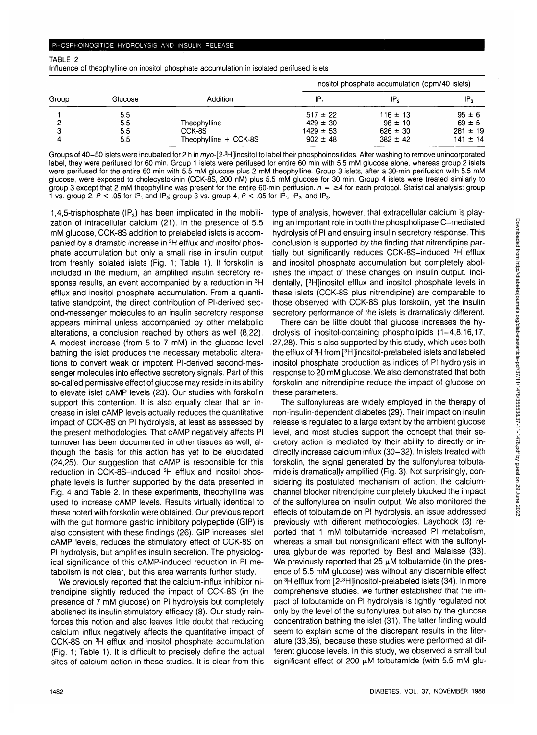TABLE 2
Influence of theophylline on inositol phosphate accumulation in isolated perifused islets

| Group | Glucose | Addition | Inositol phosphate accumulation (cpm/40 islets) | | |
|---|---|---|---|---|---|
| | | | $IP_1$ | $IP_2$ | $IP_3$ |
| 1 | 5.5 | | 517 ± 22 | 116 ± 13 | 95 ± 6 |
| 2 | 5.5 | Theophylline | 429 ± 30 | 98 ± 10 | 69 ± 5 |
| 3 | 5.5 | CCK-8S | 1429 ± 53 | 626 ± 30 | 281 ± 19 |
| 4 | 5.5 | Theophylline + CCK-8S | 902 ± 48 | 382 ± 42 | 141 ± 14 |

Groups of 40–50 islets were incubated for 2 h in *myo*-[2-$^3$H]inositol to label their phosphoinositides. After washing to remove unincorporated label, they were perifused for 60 min. Group 1 islets were perifused for entire 60 min with 5.5 mM glucose alone, whereas group 2 islets were perifused for the entire 60 min with 5.5 mM glucose plus 2 mM theophylline. Group 3 islets, after a 30-min perifusion with 5.5 mM glucose, were exposed to cholecystokinin (CCK-8S, 200 nM) plus 5.5 mM glucose for 30 min. Group 4 islets were treated similarly to group 3 except that 2 mM theophylline was present for the entire 60-min perifusion. $n = \geq 4$ for each protocol. Statistical analysis: group 1 vs. group 2, $P < .05$ for $IP_1$ and $IP_3$; group 3 vs. group 4, $P < .05$ for $IP_1$, $IP_2$, and $IP_3$.

1,4,5-trisphosphate ($IP_3$) has been implicated in the mobilization of intracellular calcium (21). In the presence of 5.5 mM glucose, CCK-8S addition to prelabeled islets is accompanied by a dramatic increase in $^3$H efflux and inositol phosphate accumulation but only a small rise in insulin output from freshly isolated islets (Fig. 1; Table 1). If forskolin is included in the medium, an amplified insulin secretory response results, an event accompanied by a reduction in $^3$H efflux and inositol phosphate accumulation. From a quantitative standpoint, the direct contribution of PI-derived second-messenger molecules to an insulin secretory response appears minimal unless accompanied by other metabolic alterations, a conclusion reached by others as well (8,22). A modest increase (from 5 to 7 mM) in the glucose level bathing the islet produces the necessary metabolic alterations to convert weak or impotent PI-derived second-messenger molecules into effective secretory signals. Part of this so-called permissive effect of glucose may reside in its ability to elevate islet cAMP levels (23). Our studies with forskolin support this contention. It is also equally clear that an increase in islet cAMP levels actually reduces the quantitative impact of CCK-8S on PI hydrolysis, at least as assessed by the present methodologies. That cAMP negatively affects PI turnover has been documented in other tissues as well, although the basis for this action has yet to be elucidated (24,25). Our suggestion that cAMP is responsible for this reduction in CCK-8S–induced $^3$H efflux and inositol phosphate levels is further supported by the data presented in Fig. 4 and Table 2. In these experiments, theophylline was used to increase cAMP levels. Results virtually identical to these noted with forskolin were obtained. Our previous report with the gut hormone gastric inhibitory polypeptide (GIP) is also consistent with these findings (26). GIP increases islet cAMP levels, reduces the stimulatory effect of CCK-8S on PI hydrolysis, but amplifies insulin secretion. The physiological significance of this cAMP-induced reduction in PI metabolism is not clear, but this area warrants further study.

We previously reported that the calcium-influx inhibitor nitrendipine slightly reduced the impact of CCK-8S (in the presence of 7 mM glucose) on PI hydrolysis but completely abolished its insulin stimulatory efficacy (8). Our study reinforces this notion and also leaves little doubt that reducing calcium influx negatively affects the quantitative impact of CCK-8S on $^3$H efflux and inositol phosphate accumulation (Fig. 1; Table 1). It is difficult to precisely define the actual sites of calcium action in these studies. It is clear from this type of analysis, however, that extracellular calcium is playing an important role in both the phospholipase C–mediated hydrolysis of PI and ensuing insulin secretory response. This conclusion is supported by the finding that nitrendipine partially but significantly reduces CCK-8S–induced $^3$H efflux and inositol phosphate accumulation but completely abolishes the impact of these changes on insulin output. Incidentally, [$^3$H]inositol efflux and inositol phosphate levels in these islets (CCK-8S plus nitrendipine) are comparable to those observed with CCK-8S plus forskolin, yet the insulin secretory performance of the islets is dramatically different.

There can be little doubt that glucose increases the hydrolysis of inositol-containing phospholipids (1–4,8,16,17, 27,28). This is also supported by this study, which uses both the efflux of $^3$H from [$^3$H]inositol-prelabeled islets and labeled inositol phosphate production as indices of PI hydrolysis in response to 20 mM glucose. We also demonstrated that both forskolin and nitrendipine reduce the impact of glucose on these parameters.

The sulfonylureas are widely employed in the therapy of non-insulin-dependent diabetes (29). Their impact on insulin release is regulated to a large extent by the ambient glucose level, and most studies support the concept that their secretory action is mediated by their ability to directly or indirectly increase calcium influx (30–32). In islets treated with forskolin, the signal generated by the sulfonylurea tolbutamide is dramatically amplified (Fig. 3). Not surprisingly, considering its postulated mechanism of action, the calcium-channel blocker nitrendipine completely blocked the impact of the sulfonylurea on insulin output. We also monitored the effects of tolbutamide on PI hydrolysis, an issue addressed previously with different methodologies. Laychock (3) reported that 1 mM tolbutamide increased PI metabolism, whereas a small but nonsignificant effect with the sulfonylurea glyburide was reported by Best and Malaisse (33). We previously reported that 25 μM tolbutamide (in the presence of 5.5 mM glucose) was without any discernible effect on $^3$H efflux from [2-$^3$H]inositol-prelabeled islets (34). In more comprehensive studies, we further established that the impact of tolbutamide on PI hydrolysis is tightly regulated not only by the level of the sulfonylurea but also by the glucose concentration bathing the islet (31). The latter finding would seem to explain some of the discrepant results in the literature (33,35), because these studies were performed at different glucose levels. In this study, we observed a small but significant effect of 200 μM tolbutamide (with 5.5 mM glu-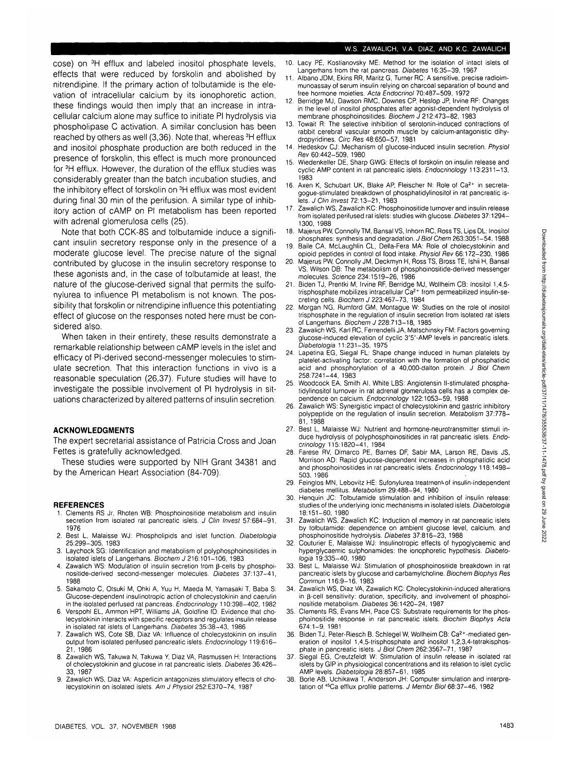cose) on $^3H$ efflux and labeled inositol phosphate levels, effects that were reduced by forskolin and abolished by nitrendipine. If the primary action of tolbutamide is the elevation of intracellular calcium by its ionophoretic action, these findings would then imply that an increase in intracellular calcium alone may suffice to initiate PI hydrolysis via phospholipase C activation. A similar conclusion has been reached by others as well (3,36). Note that, whereas $^3H$ efflux and inositol phosphate production are both reduced in the presence of forskolin, this effect is much more pronounced for $^3H$ efflux. However, the duration of the efflux studies was considerably greater than the batch incubation studies, and the inhibitory effect of forskolin on $^3H$ efflux was most evident during final 30 min of the perifusion. A similar type of inhibitory action of cAMP on PI metabolism has been reported with adrenal glomerulosa cells (25).

Note that both CCK-8S and tolbutamide induce a significant insulin secretory response only in the presence of a moderate glucose level. The precise nature of the signal contributed by glucose in the insulin secretory response to these agonists and, in the case of tolbutamide at least, the nature of the glucose-derived signal that permits the sulfonylurea to influence PI metabolism is not known. The possibility that forskolin or nitrendipine influence this potentiating effect of glucose on the responses noted here must be considered also.

When taken in their entirety, these results demonstrate a remarkable relationship between cAMP levels in the islet and efficacy of PI-derived second-messenger molecules to stimulate secretion. That this interaction functions in vivo is a reasonable speculation (26,37). Future studies will have to investigate the possible involvement of PI hydrolysis in situations characterized by altered patterns of insulin secretion.

## ACKNOWLEDGMENTS

The expert secretarial assistance of Patricia Cross and Joan Fettes is gratefully acknowledged.

These studies were supported by NIH Grant 34381 and by the American Heart Association (84-709).

## REFERENCES

1. Clements RS Jr, Rhoten WB: Phosphoinositide metabolism and insulin secretion from isolated rat pancreatic islets. *J Clin Invest* 57:684–91, 1976
2. Best L, Malaisse WJ: Phospholipids and islet function. *Diabetologia* 25:299–305, 1983
3. Laychock SG: Identification and metabolism of polyphosphoinositides in isolated islets of Langerhans. *Biochem J* 216:101–106, 1983
4. Zawalich WS: Modulation of insulin secretion from β-cells by phosphoinositide-derived second-messenger molecules. *Diabetes* 37:137–41, 1988
5. Sakamoto C, Otsuki M, Ohki A, Yuu H, Maeda M, Yamasaki T, Baba S: Glucose-dependent insulinotropic action of cholecystokinin and caerulin in the isolated perfused rat pancreas. *Endocrinology* 110:398–402, 1982
6. Verspohl EL, Ammon HPT, Williams JA, Goldfine ID: Evidence that cholecystokinin interacts with specific receptors and regulates insulin release in isolated rat islets of Langerhans. *Diabetes* 35:38–43, 1986
7. Zawalich WS, Cote SB, Diaz VA: Influence of cholecystokinin on insulin output from isolated perifused pancreatic islets. *Endocrinology* 119:616–21, 1986
8. Zawalich WS, Takuwa N, Takuwa Y, Diaz VA, Rasmussen H: Interactions of cholecystokinin and glucose in rat pancreatic islets. *Diabetes* 36:426–33, 1987
9. Zawalich WS, Diaz VA: Asperlicin antagonizes stimulatory effects of cholecystokinin on isolated islets. *Am J Physiol* 252:E370–74, 1987
10. Lacy PE, Kostianovsky ME: Method for the isolation of intact islets of Langerhans from the rat pancreas. *Diabetes* 16:35–39, 1967
11. Albano JDM, Ekins RR, Maritz G, Turner RC: A sensitive, precise radioimmunoassay of serum insulin relying on charcoal separation of bound and free hormone moieties. *Acta Endocrinol* 70:487–509, 1972
12. Berridge MJ, Dawson RMC, Downes CP, Heslop JP, Irvine RF: Changes in the level of inositol phosphates after agonist-dependent hydrolysis of membrane phosphoinositides. *Biochem J* 212:473–82, 1983
13. Towait R: The selective inhibition of serotonin-induced contractions of rabbit cerebral vascular smooth muscle by calcium-antagonistic dihydropyridines. *Circ Res* 48:650–57, 1981
14. Hedeskov CJ: Mechanism of glucose-induced insulin secretion. *Physiol Rev* 60:442–509, 1980
15. Wiedenkeller DE, Sharp GWG: Effects of forskolin on insulin release and cyclic AMP content in rat pancreatic islets. *Endocrinology* 113:2311–13, 1983
16. Axen K, Schubart UK, Blake AP, Fleischer N: Role of $Ca^{2+}$ in secretagogue-stimulated breakdown of phosphatidylinositol in rat pancreatic islets. *J Clin Invest* 72:13–21, 1983
17. Zawalich WS, Zawalich KC: Phosphoinositide turnover and insulin release from isolated perifused rat islets: studies with glucose. *Diabetes* 37:1294–1300, 1988
18. Majerus PW, Connolly TM, Bansal VS, Inhorn RC, Ross TS, Lips DL: Inositol phosphates: synthesis and degradation. *J Biol Chem* 263:3051–54, 1988
19. Baile CA, McLaughlin CL, Della-Fera MA: Role of cholecystokinin and opioid peptides in control of food intake. *Physiol Rev* 66:172–230, 1986
20. Majerus PW, Connolly JM, Deckmyn H, Ross TS, Bross TE, Ishii H, Bansal VS, Wilson DB: The metabolism of phosphoinositide-derived messenger molecules. *Science* 234:1519–26, 1986
21. Biden TJ, Prentki M, Irvine RF, Berridge MJ, Wollheim CB: Inositol 1,4,5-trisphosphate mobilizes intracellular $Ca^{2+}$ from permeabilized insulin-secreting cells. *Biochem J* 223:467–73, 1984
22. Morgan NG, Rumford GM, Montague W: Studies on the role of inositol trisphosphate in the regulation of insulin secretion from isolated rat islets of Langerhans. *Biochem J* 228:713–18, 1985
23. Zawalich WS, Karl RC, Ferrendelli JA, Matschinsky FM: Factors governing glucose-induced elevation of cyclic 3′5′-AMP levels in pancreatic islets. *Diabetologia* 11:231–35, 1975
24. Lapetina EG, Siegal FL: Shape change induced in human platelets by platelet-activating factor: correlation with the formation of phosphatidic acid and phosphorylation of a 40,000-dalton protein. *J Biol Chem* 258:7241–44, 1983
25. Woodcock EA, Smith AI, White LBS: Angiotensin II-stimulated phosphatidylinositol turnover in rat adrenal glomerulosa cells has a complex dependence on calcium. *Endocrinology* 122:1053–59, 1988
26. Zawalich WS: Synergistic impact of cholecystokinin and gastric inhibitory polypeptide on the regulation of insulin secretion. *Metabolism* 37:778–81, 1988
27. Best L, Malaisse WJ: Nutrient and hormone-neurotransmitter stimuli induce hydrolysis of polyphosphoinositides in rat pancreatic islets. *Endocrinology* 115:1820–41, 1984
28. Farese RV, Dimarco PE, Barnes DF, Sabir MA, Larson RE, Davis JS, Morrison AD: Rapid glucose-dependent increases in phosphatidic acid and phosphoinositides in rat pancreatic islets. *Endocrinology* 118:1498–503, 1986
29. Feinglos MN, Lebovitz HE: Sufonylurea treatment of insulin-independent diabetes mellitus. *Metabolism* 29:488–94, 1980
30. Henquin JC: Tolbutamide stimulation and inhibition of insulin release: studies of the underlying ionic mechanisms in isolated islets. *Diabetologia* 18:151–60, 1980
31. Zawalich WS, Zawalich KC: Induction of memory in rat pancreatic islets by tolbutamide: dependence on ambient glucose level, calcium, and phosphoinositide hydrolysis. *Diabetes* 37:816–23, 1988
32. Couturier E, Malaisse WJ: Insulinotropic effects of hypoglycaemic and hyperglycaemic sulphonamides: the ionophoretic hypothesis. *Diabetologia* 19:335–40, 1980
33. Best L, Malaisse WJ: Stimulation of phosphoinositide breakdown in rat pancreatic islets by glucose and carbamylcholine. *Biochem Biophys Res Commun* 116:9–16, 1983
34. Zawalich WS, Diaz VA, Zawalich KC: Cholecystokinin-induced alterations in β-cell sensitivity: duration, specificity, and involvement of phosphoinositide metabolism. *Diabetes* 36:1420–24, 1987
35. Clements RS, Evans MH, Pace CS: Substrate requirements for the phosphoinositide response in rat pancreatic islets. *Biochim Biophys Acta* 674:1–9, 1981
36. Biden TJ, Peter-Riesch B, Schlegel W, Wollheim CB: $Ca^{2+}$-mediated generation of inositol 1,4,5-trisphosphate and inositol 1,2,3,4-tetrakisphosphate in pancreatic islets. *J Biol Chem* 262:3567–71, 1987
37. Siegal EG, Creutzfeldt W: Stimulation of insulin release in isolated rat islets by GIP in physiological concentrations and its relation to islet cyclic AMP levels. *Diabetologia* 28:857–61, 1985
38. Borle AB, Uchikawa T, Anderson JH: Computer simulation and interpretation of $^{45}Ca$ efflux profile patterns. *J Membr Biol* 68:37–46, 1982